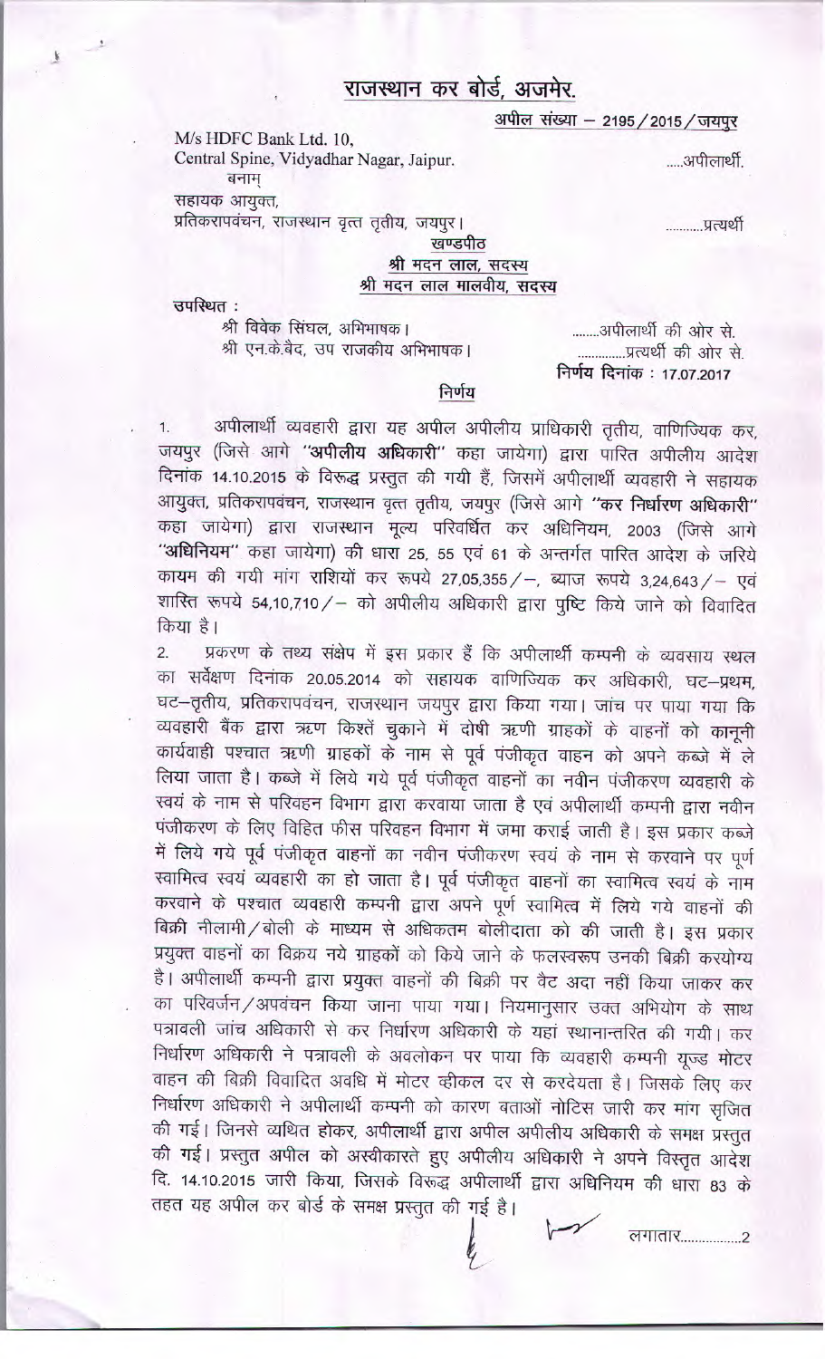# राजस्थान कर बोर्ड, अजमेर.

**अपील संख्या – 2195/2015/जयपुर**

M/s HDFC Bank Ltd. 10,
Central Spine, Vidyadhar Nagar, Jaipur. .....अपीलार्थी.

बनाम्

सहायक आयुक्त,
प्रतिकरापवंचन, राजस्थान वृत्त तृतीय, जयपुर। ...........प्रत्यर्थी

**खण्डपीठ**

**श्री मदन लाल, सदस्य**

**श्री मदन लाल मालवीय, सदस्य**

**उपस्थित :**

श्री विवेक सिंघल, अभिभाषक। ........अपीलार्थी की ओर से.

श्री एन.के.बैद, उप राजकीय अभिभाषक। ..............प्रत्यर्थी की ओर से.

**निर्णय दिनांक : 17.07.2017**

## निर्णय

1. अपीलार्थी व्यवहारी द्वारा यह अपील अपीलीय प्राधिकारी तृतीय, वाणिज्यिक कर, जयपुर (जिसे आगे **"अपीलीय अधिकारी"** कहा जायेगा) द्वारा पारित अपीलीय आदेश दिनांक 14.10.2015 के विरूद्ध प्रस्तुत की गयी हैं, जिसमें अपीलार्थी व्यवहारी ने सहायक आयुक्त, प्रतिकरापवंचन, राजस्थान वृत्त तृतीय, जयपुर (जिसे आगे **"कर निर्धारण अधिकारी"** कहा जायेगा) द्वारा राजस्थान मूल्य परिवर्धित कर अधिनियम, 2003 (जिसे आगे **"अधिनियम"** कहा जायेगा) की धारा 25, 55 एवं 61 के अन्तर्गत पारित आदेश के जरिये कायम की गयी मांग राशियों कर रूपये 27,05,355/–, ब्याज रूपये 3,24,643/– एवं शास्ति रूपये 54,10,710/– को अपीलीय अधिकारी द्वारा पुष्टि किये जाने को विवादित किया है।

2. प्रकरण के तथ्य संक्षेप में इस प्रकार हैं कि अपीलार्थी कम्पनी के व्यवसाय स्थल का सर्वेक्षण दिनांक 20.05.2014 को सहायक वाणिज्यिक कर अधिकारी, घट–प्रथम, घट–तृतीय, प्रतिकरापवंचन, राजस्थान जयपुर द्वारा किया गया। जांच पर पाया गया कि व्यवहारी बैंक द्वारा ऋण किश्तें चुकाने में दोषी ऋणी ग्राहकों के वाहनों को कानूनी कार्यवाही पश्चात ऋणी ग्राहकों के नाम से पूर्व पंजीकृत वाहन को अपने कब्जे में ले लिया जाता है। कब्जे में लिये गये पूर्व पंजीकृत वाहनों का नवीन पंजीकरण व्यवहारी के स्वयं के नाम से परिवहन विभाग द्वारा करवाया जाता है एवं अपीलार्थी कम्पनी द्वारा नवीन पंजीकरण के लिए विहित फीस परिवहन विभाग में जमा कराई जाती है। इस प्रकार कब्जे में लिये गये पूर्व पंजीकृत वाहनों का नवीन पंजीकरण स्वयं के नाम से करवाने पर पूर्ण स्वामित्व स्वयं व्यवहारी का हो जाता है। पूर्व पंजीकृत वाहनों का स्वामित्व स्वयं के नाम करवाने के पश्चात व्यवहारी कम्पनी द्वारा अपने पूर्ण स्वामित्व में लिये गये वाहनों की बिक्री नीलामी/बोली के माध्यम से अधिकतम बोलीदाता को की जाती है। इस प्रकार प्रयुक्त वाहनों का विक्रय नये ग्राहकों को किये जाने के फलस्वरूप उनकी बिक्री करयोग्य है। अपीलार्थी कम्पनी द्वारा प्रयुक्त वाहनों की बिक्री पर वैट अदा नहीं किया जाकर कर का परिवर्जन/अपवंचन किया जाना पाया गया। नियमानुसार उक्त अभियोग के साथ पत्रावली जांच अधिकारी से कर निर्धारण अधिकारी के यहां स्थानान्तरित की गयी। कर निर्धारण अधिकारी ने पत्रावली के अवलोकन पर पाया कि व्यवहारी कम्पनी यूज्ड मोटर वाहन की बिक्री विवादित अवधि में मोटर व्हीकल दर से करदेयता है। जिसके लिए कर निर्धारण अधिकारी ने अपीलार्थी कम्पनी को कारण बताओं नोटिस जारी कर मांग सृजित की गई। जिनसे व्यथित होकर, अपीलार्थी द्वारा अपील अपीलीय अधिकारी के समक्ष प्रस्तुत की गई। प्रस्तुत अपील को अस्वीकारते हुए अपीलीय अधिकारी ने अपने विस्तृत आदेश दि. 14.10.2015 जारी किया, जिसके विरूद्ध अपीलार्थी द्वारा अधिनियम की धारा 83 के तहत यह अपील कर बोर्ड के समक्ष प्रस्तुत की गई है।

लगातार.................2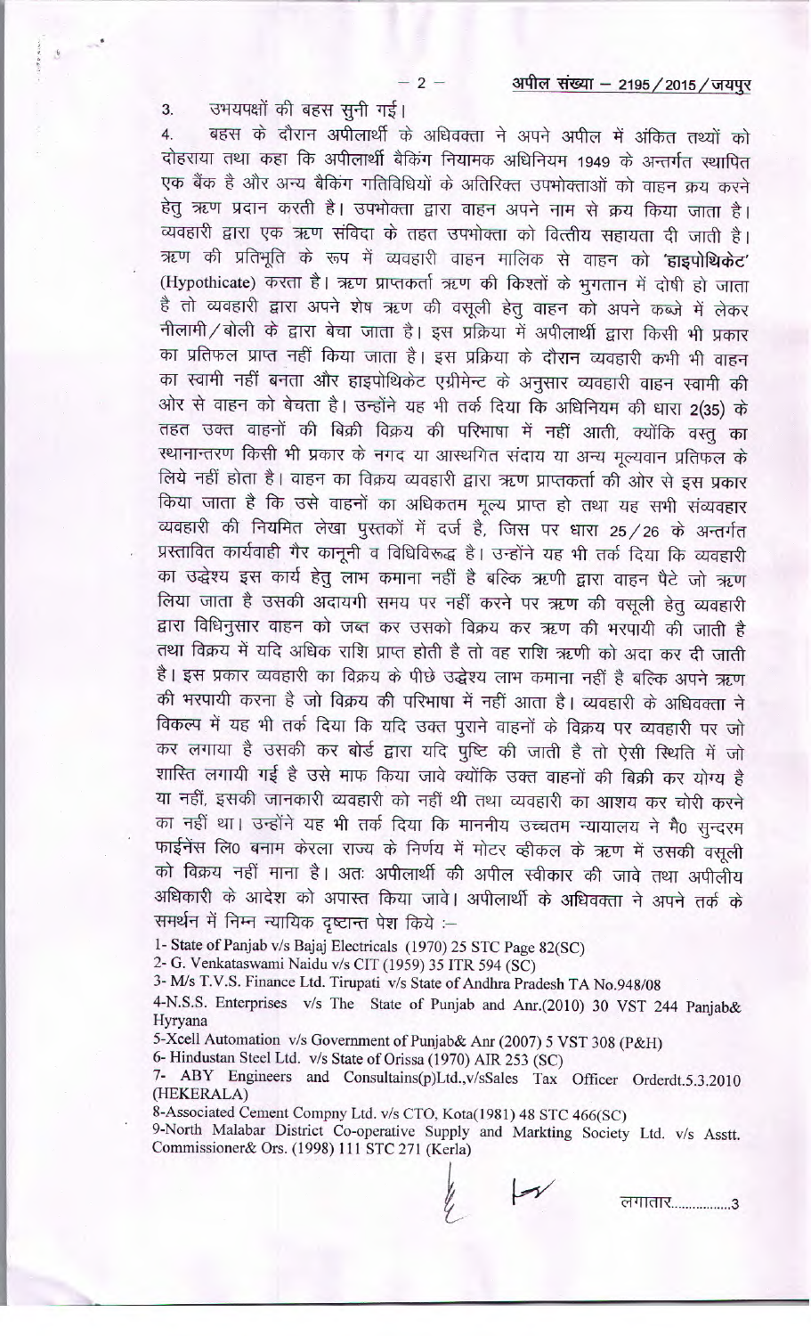3. उभयपक्षों की बहस सुनी गई।

4. बहस के दौरान अपीलार्थी के अधिवक्ता ने अपने अपील में अंकित तथ्यों को दोहराया तथा कहा कि अपीलार्थी बैकिंग नियामक अधिनियम 1949 के अन्तर्गत स्थापित एक बैंक है और अन्य बैकिंग गतिविधियों के अतिरिक्त उपभोक्ताओं को वाहन क्रय करने हेतु ऋण प्रदान करती है। उपभोक्ता द्वारा वाहन अपने नाम से क्रय किया जाता है। व्यवहारी द्वारा एक ऋण संविदा के तहत उपभोक्ता को वित्तीय सहायता दी जाती है। ऋण की प्रतिभूति के रूप में व्यवहारी वाहन मालिक से वाहन को **'हाइपोथिकेट'** (Hypothicate) करता है। ऋण प्राप्तकर्ता ऋण की किश्तों के भुगतान में दोषी हो जाता है तो व्यवहारी द्वारा अपने शेष ऋण की वसूली हेतु वाहन को अपने कब्जे में लेकर नीलामी/बोली के द्वारा बेचा जाता है। इस प्रक्रिया में अपीलार्थी द्वारा किसी भी प्रकार का प्रतिफल प्राप्त नहीं किया जाता है। इस प्रक्रिया के दौरान व्यवहारी कभी भी वाहन का स्वामी नहीं बनता और हाइपोथिकेट एग्रीमेन्ट के अनुसार व्यवहारी वाहन स्वामी की ओर से वाहन को बेचता है। उन्होंने यह भी तर्क दिया कि अधिनियम की धारा 2(35) के तहत उक्त वाहनों की बिक्री विक्रय की परिभाषा में नहीं आती, क्योंकि वस्तु का स्थानान्तरण किसी भी प्रकार के नगद या आस्थगित संदाय या अन्य मूल्यवान प्रतिफल के लिये नहीं होता है। वाहन का विक्रय व्यवहारी द्वारा ऋण प्राप्तकर्ता की ओर से इस प्रकार किया जाता है कि उसे वाहनों का अधिकतम मूल्य प्राप्त हो तथा यह सभी संव्यवहार व्यवहारी की नियमित लेखा पुस्तकों में दर्ज है, जिस पर धारा 25/26 के अन्तर्गत प्रस्तावित कार्यवाही गैर कानूनी व विधिविरूद्ध है। उन्होंने यह भी तर्क दिया कि व्यवहारी का उद्देश्य इस कार्य हेतु लाभ कमाना नहीं है बल्कि ऋणी द्वारा वाहन पैटे जो ऋण लिया जाता है उसकी अदायगी समय पर नहीं करने पर ऋण की वसूली हेतु व्यवहारी द्वारा विधिनुसार वाहन को जब्त कर उसको विक्रय कर ऋण की भरपायी की जाती है तथा विक्रय में यदि अधिक राशि प्राप्त होती है तो वह राशि ऋणी को अदा कर दी जाती है। इस प्रकार व्यवहारी का विक्रय के पीछे उद्देश्य लाभ कमाना नहीं है बल्कि अपने ऋण की भरपायी करना है जो विक्रय की परिभाषा में नहीं आता है। व्यवहारी के अधिवक्ता ने विकल्प में यह भी तर्क दिया कि यदि उक्त पुराने वाहनों के विक्रय पर व्यवहारी पर जो कर लगाया है उसकी कर बोर्ड द्वारा यदि पुष्टि की जाती है तो ऐसी स्थिति में जो शास्ति लगायी गई है उसे माफ किया जावे क्योंकि उक्त वाहनों की बिक्री कर योग्य है या नहीं, इसकी जानकारी व्यवहारी को नहीं थी तथा व्यवहारी का आशय कर चोरी करने का नहीं था। उन्होंने यह भी तर्क दिया कि माननीय उच्चतम न्यायालय ने मै० सुन्दरम फाईनेंस लि० बनाम केरला राज्य के निर्णय में मोटर व्हीकल के ऋण में उसकी वसूली को विक्रय नहीं माना है। अतः अपीलार्थी की अपील स्वीकार की जावे तथा अपीलीय अधिकारी के आदेश को अपास्त किया जावे। अपीलार्थी के अधिवक्ता ने अपने तर्क के समर्थन में निम्न न्यायिक दृष्टान्त पेश किये :-

1- State of Panjab v/s Bajaj Electricals (1970) 25 STC Page 82(SC)

2- G. Venkataswami Naidu v/s CIT (1959) 35 ITR 594 (SC)

3- M/s T.V.S. Finance Ltd. Tirupati v/s State of Andhra Pradesh TA No.948/08

4-N.S.S. Enterprises v/s The State of Punjab and Anr.(2010) 30 VST 244 Panjab& Hyryana

5-Xcell Automation v/s Government of Punjab& Anr (2007) 5 VST 308 (P&H)

6- Hindustan Steel Ltd. v/s State of Orissa (1970) AIR 253 (SC)

7- ABY Engineers and Consultains(p)Ltd.,v/sSales Tax Officer Orderdt.5.3.2010 (HEKERALA)

8-Associated Cement Compny Ltd. v/s CTO, Kota(1981) 48 STC 466(SC)

9-North Malabar District Co-operative Supply and Markting Society Ltd. v/s Asstt. Commissioner& Ors. (1998) 111 STC 271 (Kerla)

लगातार.................3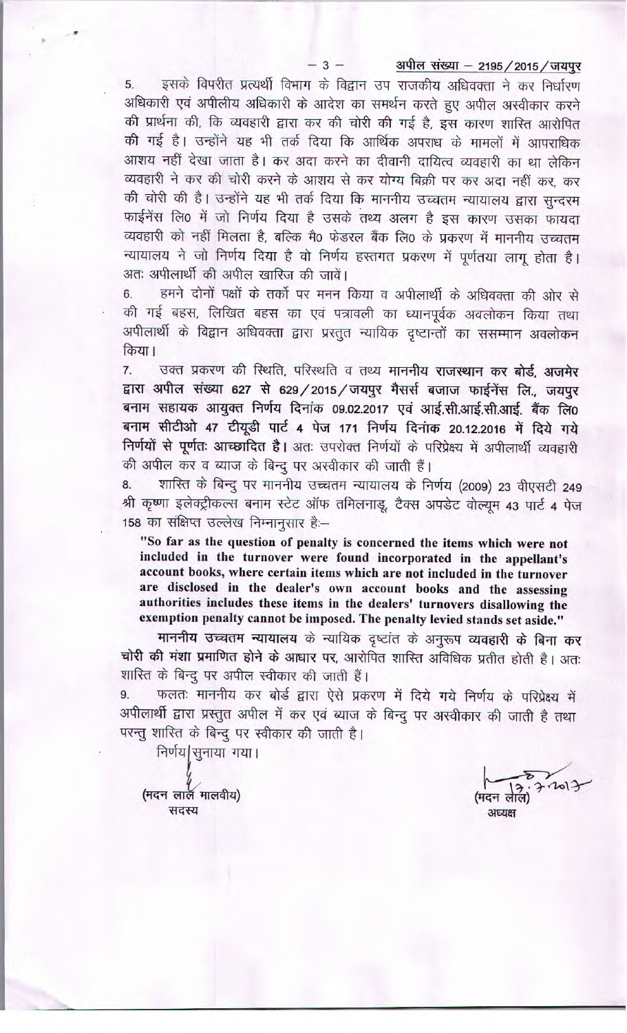5. इसके विपरीत प्रत्यर्थी विभाग के विद्वान उप राजकीय अधिवक्ता ने कर निर्धारण अधिकारी एवं अपीलीय अधिकारी के आदेश का समर्थन करते हुए अपील अस्वीकार करने की प्रार्थना की, कि व्यवहारी द्वारा कर की चोरी की गई है, इस कारण शास्ति आरोपित की गई है। उन्होंने यह भी तर्क दिया कि आर्थिक अपराध के मामलों में आपराधिक आशय नहीं देखा जाता है। कर अदा करने का दीवानी दायित्व व्यवहारी का था लेकिन व्यवहारी ने कर की चोरी करने के आशय से कर योग्य बिक्री पर कर अदा नहीं कर, कर की चोरी की है। उन्होंने यह भी तर्क दिया कि माननीय उच्चतम न्यायालय द्वारा सुन्दरम फाईनेंस लि० में जो निर्णय दिया है उसके तथ्य अलग है इस कारण उसका फायदा व्यवहारी को नहीं मिलता है, बल्कि मै० फेडरल बैंक लि० के प्रकरण में माननीय उच्चतम न्यायालय ने जो निर्णय दिया है वो निर्णय हस्तगत प्रकरण में पूर्णतया लागू होता है। अतः अपीलार्थी की अपील खारिज की जावें।

6. हमने दोनों पक्षों के तर्को पर मनन किया व अपीलार्थी के अधिवक्ता की ओर से की गई बहस, लिखित बहस का एवं पत्रावली का ध्यानपूर्वक अवलोकन किया तथा अपीलार्थी के विद्वान अधिवक्ता द्वारा प्रस्तुत न्यायिक दृष्टान्तों का ससम्मान अवलोकन किया।

7. उक्त प्रकरण की स्थिति, परिस्थिति व तथ्य **माननीय राजस्थान कर बोर्ड, अजमेर द्वारा अपील संख्या 627 से 629/2015/जयपुर मैसर्स बजाज फाईनेंस लि., जयपुर बनाम सहायक आयुक्त निर्णय दिनांक 09.02.2017 एवं आई.सी.आई.सी.आई. बैंक लि० बनाम सीटीओ 47 टीयूडी पार्ट 4 पेज 171 निर्णय दिनांक 20.12.2016 में दिये गये निर्णयों से पूर्णतः आच्छादित है।** अतः उपरोक्त निर्णयों के परिप्रेक्ष्य में अपीलार्थी व्यवहारी की अपील कर व ब्याज के बिन्दु पर अस्वीकार की जाती हैं।

8. शास्ति के बिन्दु पर माननीय उच्चतम न्यायालय के निर्णय (2009) 23 वीएसटी 249 श्री कृष्णा इलेक्ट्रीकल्स बनाम स्टेट ऑफ तमिलनाडू, टैक्स अपडेट वोल्यूम 43 पार्ट 4 पेज 158 का संक्षिप्त उल्लेख निम्नानुसार है:-

**"So far as the question of penalty is concerned the items which were not included in the turnover were found incorporated in the appellant's account books, where certain items which are not included in the turnover are disclosed in the dealer's own account books and the assessing authorities includes these items in the dealers' turnovers disallowing the exemption penalty cannot be imposed. The penalty levied stands set aside."**

**माननीय उच्चतम न्यायालय** के न्यायिक दृष्टांत के अनुरूप **व्यवहारी के बिना कर चोरी की मंशा प्रमाणित होने के आधार पर**, आरोपित शास्ति अविधिक प्रतीत होती है। अतः शास्ति के बिन्दु पर अपील स्वीकार की जाती हैं।

9. फलतः माननीय कर बोर्ड द्वारा ऐसे प्रकरण में दिये गये निर्णय के परिप्रेक्ष्य में अपीलार्थी द्वारा प्रस्तुत अपील में कर एवं ब्याज के बिन्दु पर अस्वीकार की जाती है तथा परन्तु शास्ति के बिन्दु पर स्वीकार की जाती है।

निर्णय सुनाया गया।

(मदन लाल मालवीय)
सदस्य

13.7.2017
(मदन लाल)
अध्यक्ष